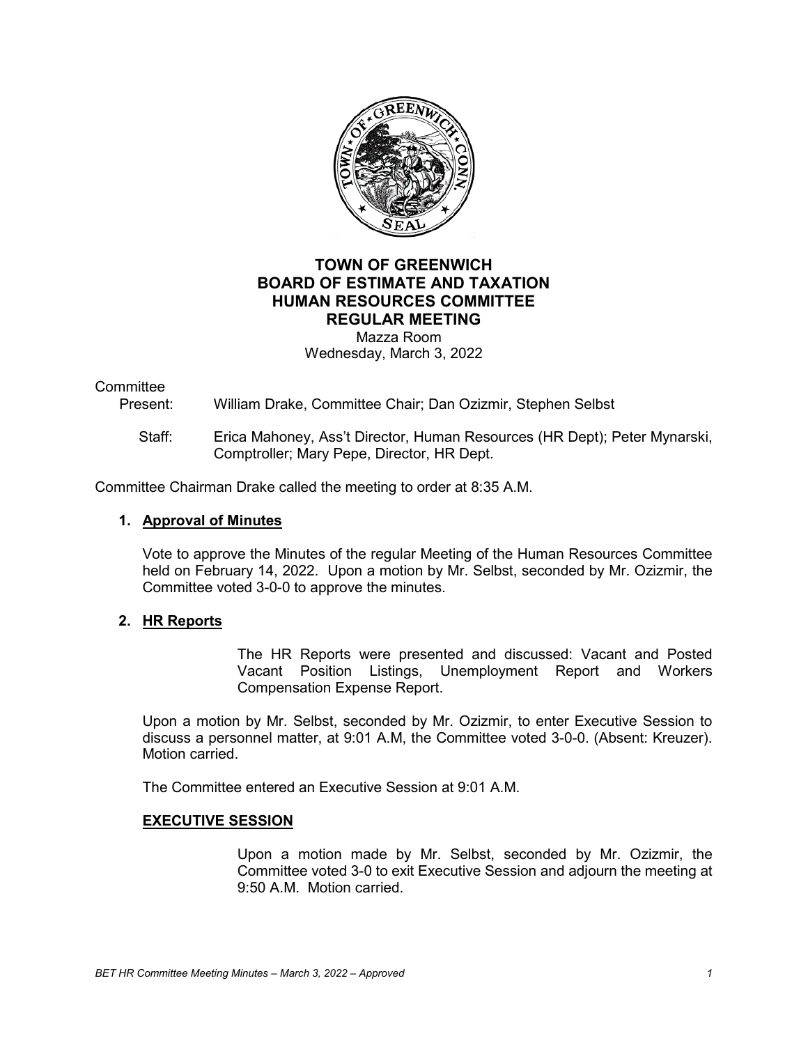# TOWN OF GREENWICH
# BOARD OF ESTIMATE AND TAXATION
# HUMAN RESOURCES COMMITTEE
# REGULAR MEETING

Mazza Room
Wednesday, March 3, 2022

Committee

Present: William Drake, Committee Chair; Dan Ozizmir, Stephen Selbst

Staff: Erica Mahoney, Ass't Director, Human Resources (HR Dept); Peter Mynarski, Comptroller; Mary Pepe, Director, HR Dept.

Committee Chairman Drake called the meeting to order at 8:35 A.M.

1. **Approval of Minutes**

   Vote to approve the Minutes of the regular Meeting of the Human Resources Committee held on February 14, 2022. Upon a motion by Mr. Selbst, seconded by Mr. Ozizmir, the Committee voted 3-0-0 to approve the minutes.

2. **HR Reports**

   The HR Reports were presented and discussed: Vacant and Posted Vacant Position Listings, Unemployment Report and Workers Compensation Expense Report.

   Upon a motion by Mr. Selbst, seconded by Mr. Ozizmir, to enter Executive Session to discuss a personnel matter, at 9:01 A.M, the Committee voted 3-0-0. (Absent: Kreuzer). Motion carried.

   The Committee entered an Executive Session at 9:01 A.M.

   **EXECUTIVE SESSION**

   Upon a motion made by Mr. Selbst, seconded by Mr. Ozizmir, the Committee voted 3-0 to exit Executive Session and adjourn the meeting at 9:50 A.M. Motion carried.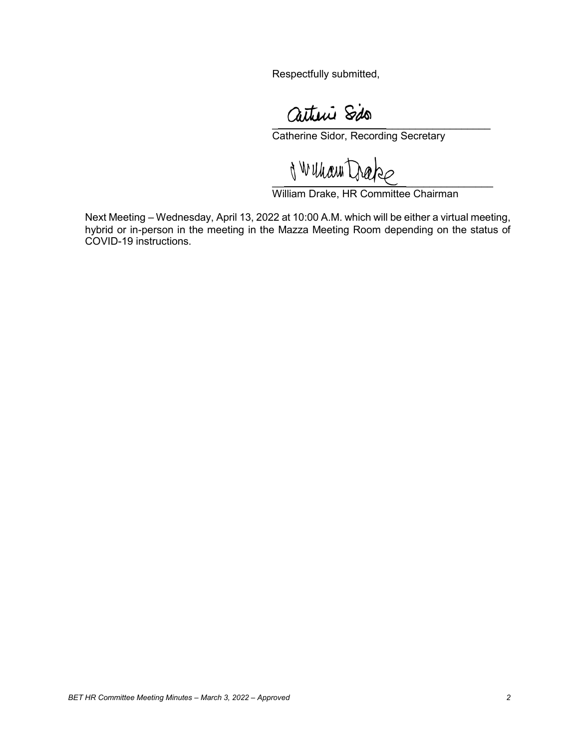Respectfully submitted,

\_\_\_\_\_\_\_\_\_\_\_\_\_\_\_\_\_\_\_\_\_\_\_\_\_\_\_\_\_\_\_\_\_\_\_\_\_\_

Catherine Sidor, Recording Secretary

\_\_\_\_\_\_\_\_\_\_\_\_\_\_\_\_\_\_\_\_\_\_\_\_\_\_\_\_\_\_\_\_\_\_\_\_\_\_

William Drake, HR Committee Chairman

Next Meeting – Wednesday, April 13, 2022 at 10:00 A.M. which will be either a virtual meeting, hybrid or in-person in the meeting in the Mazza Meeting Room depending on the status of COVID-19 instructions.